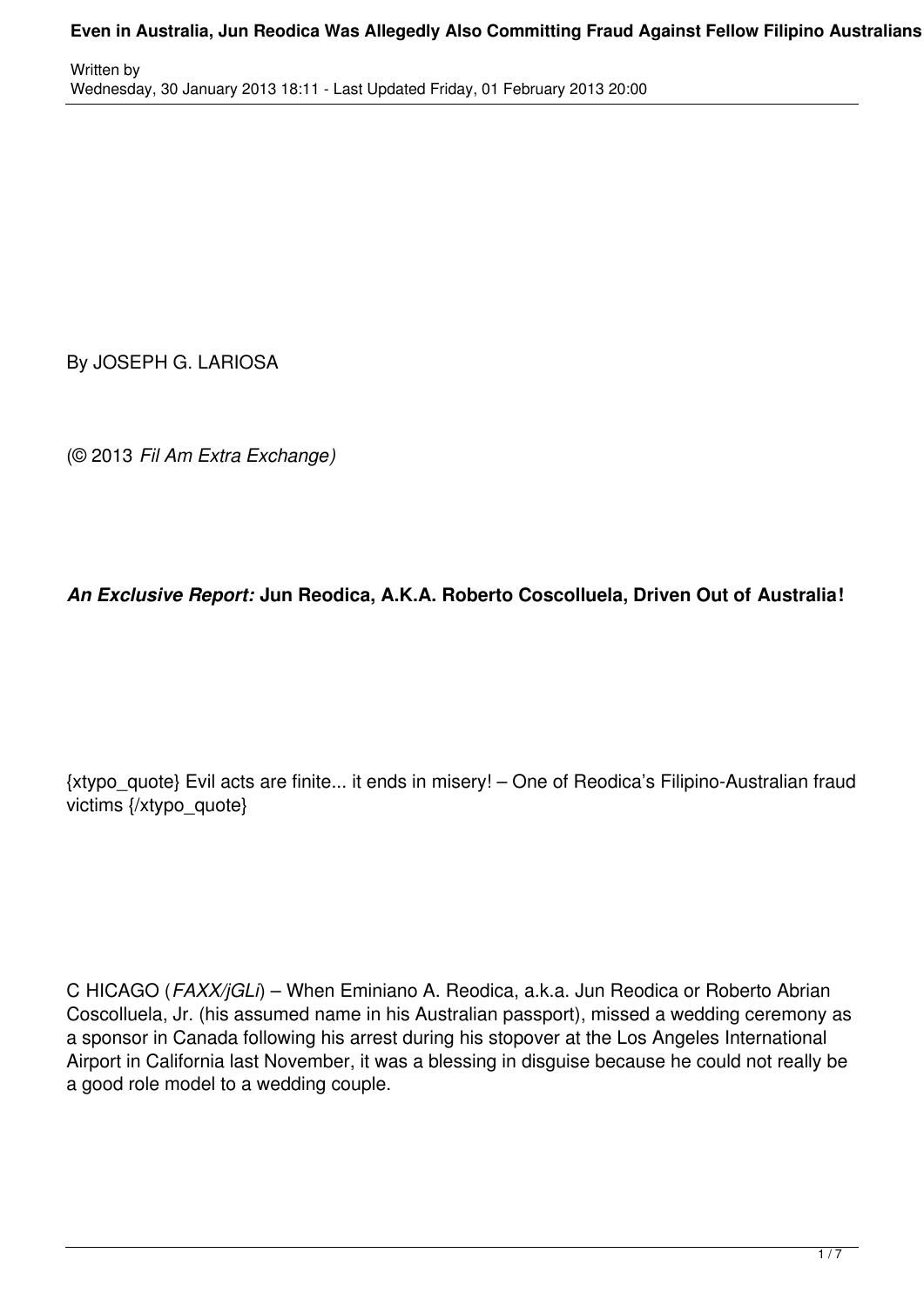# Even in Australia, Jun Reodica Was Allegedly Also Committing Fraud Against Fellow Filipino Australians

Written by
Wednesday, 30 January 2013 18:11 - Last Updated Friday, 01 February 2013 20:00

By JOSEPH G. LARIOSA

(© 2013 *Fil Am Extra Exchange)*

***An Exclusive Report:* Jun Reodica, A.K.A. Roberto Coscolluela, Driven Out of Australia!**

{xtypo_quote} Evil acts are finite... it ends in misery! – One of Reodica's Filipino-Australian fraud victims {/xtypo_quote}

C HICAGO (*FAXX/jGLi*) – When Eminiano A. Reodica, a.k.a. Jun Reodica or Roberto Abrian Coscolluela, Jr. (his assumed name in his Australian passport), missed a wedding ceremony as a sponsor in Canada following his arrest during his stopover at the Los Angeles International Airport in California last November, it was a blessing in disguise because he could not really be a good role model to a wedding couple.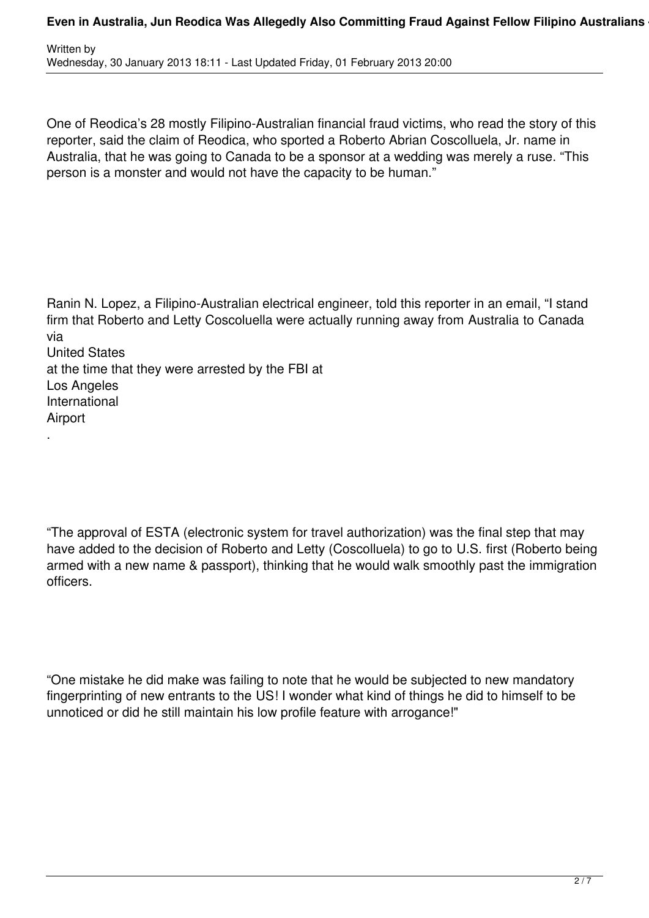One of Reodica's 28 mostly Filipino-Australian financial fraud victims, who read the story of this reporter, said the claim of Reodica, who sported a Roberto Abrian Coscolluela, Jr. name in Australia, that he was going to Canada to be a sponsor at a wedding was merely a ruse. "This person is a monster and would not have the capacity to be human."

Ranin N. Lopez, a Filipino-Australian electrical engineer, told this reporter in an email, "I stand firm that Roberto and Letty Coscoluella were actually running away from Australia to Canada via United States at the time that they were arrested by the FBI at Los Angeles International Airport.

"The approval of ESTA (electronic system for travel authorization) was the final step that may have added to the decision of Roberto and Letty (Coscolluela) to go to U.S. first (Roberto being armed with a new name & passport), thinking that he would walk smoothly past the immigration officers.

"One mistake he did make was failing to note that he would be subjected to new mandatory fingerprinting of new entrants to the US! I wonder what kind of things he did to himself to be unnoticed or did he still maintain his low profile feature with arrogance!"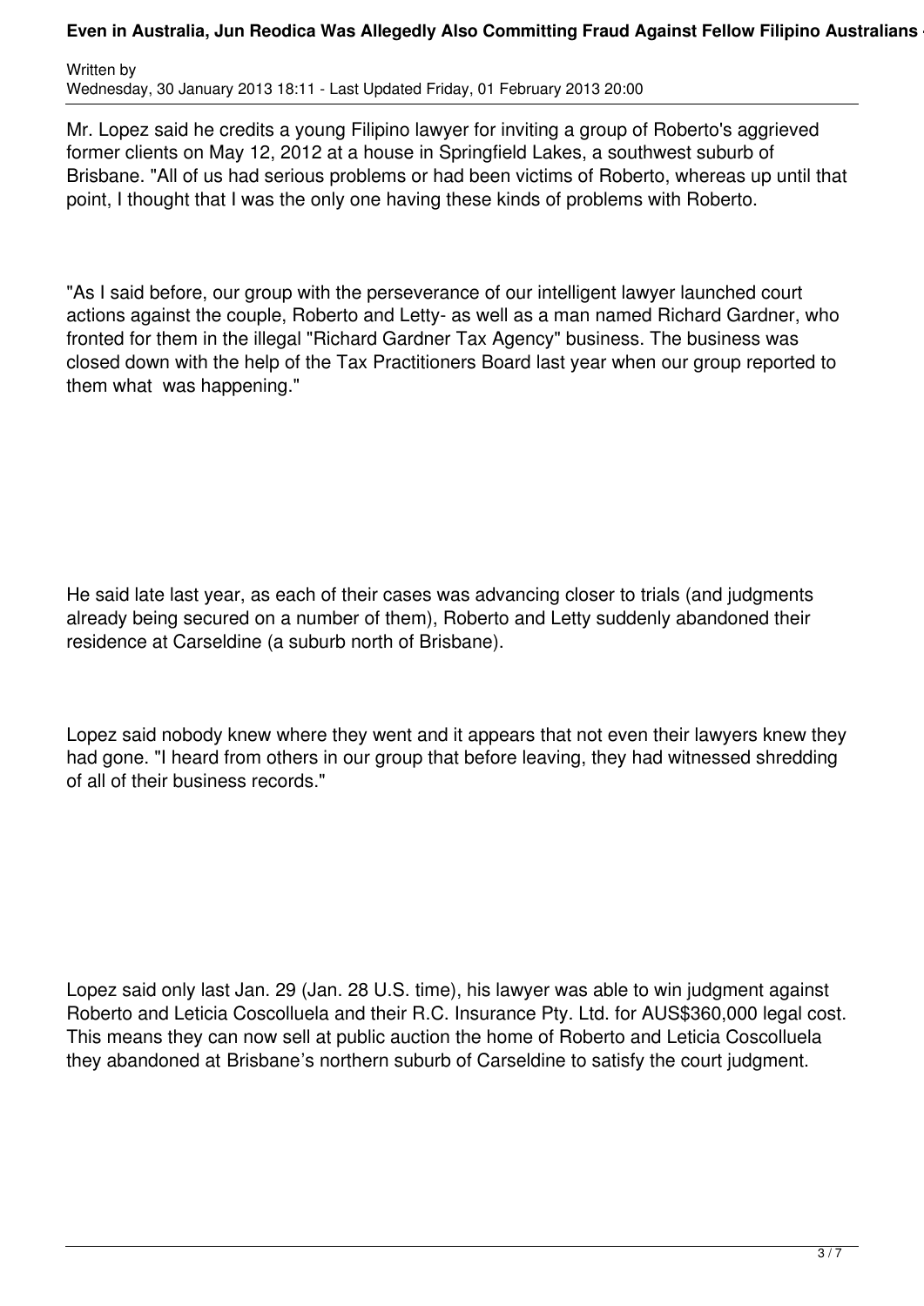Mr. Lopez said he credits a young Filipino lawyer for inviting a group of Roberto's aggrieved former clients on May 12, 2012 at a house in Springfield Lakes, a southwest suburb of Brisbane. "All of us had serious problems or had been victims of Roberto, whereas up until that point, I thought that I was the only one having these kinds of problems with Roberto.

"As I said before, our group with the perseverance of our intelligent lawyer launched court actions against the couple, Roberto and Letty- as well as a man named Richard Gardner, who fronted for them in the illegal "Richard Gardner Tax Agency" business. The business was closed down with the help of the Tax Practitioners Board last year when our group reported to them what was happening."

He said late last year, as each of their cases was advancing closer to trials (and judgments already being secured on a number of them), Roberto and Letty suddenly abandoned their residence at Carseldine (a suburb north of Brisbane).

Lopez said nobody knew where they went and it appears that not even their lawyers knew they had gone. "I heard from others in our group that before leaving, they had witnessed shredding of all of their business records."

Lopez said only last Jan. 29 (Jan. 28 U.S. time), his lawyer was able to win judgment against Roberto and Leticia Coscolluela and their R.C. Insurance Pty. Ltd. for AUS$360,000 legal cost. This means they can now sell at public auction the home of Roberto and Leticia Coscolluela they abandoned at Brisbane's northern suburb of Carseldine to satisfy the court judgment.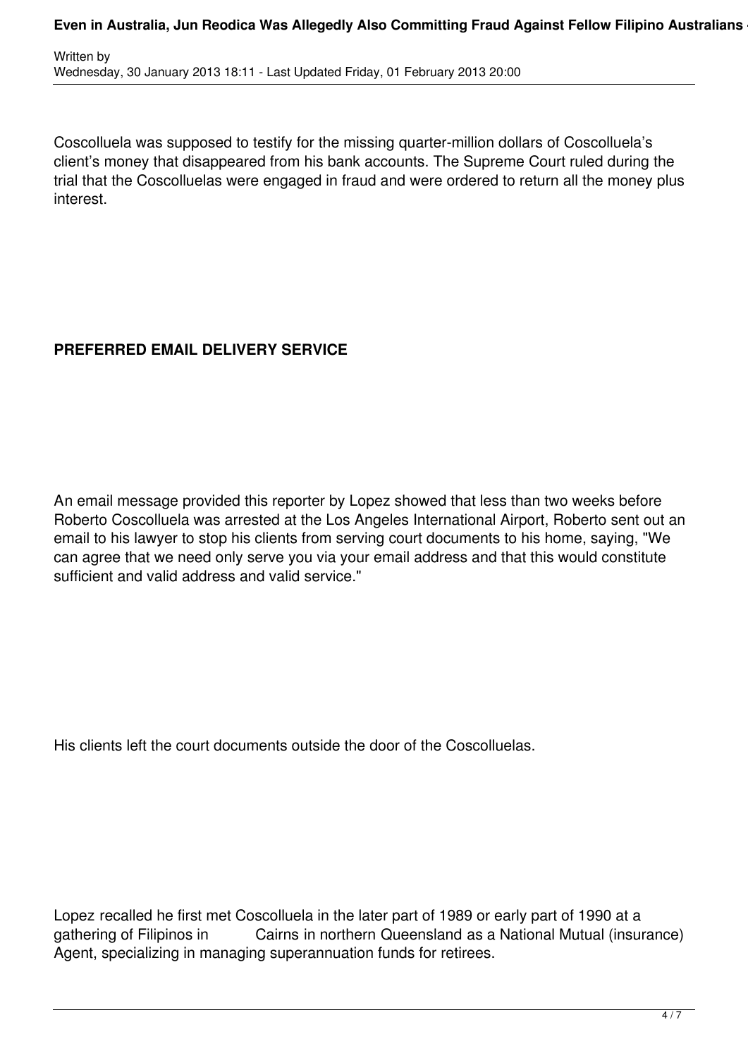Coscolluela was supposed to testify for the missing quarter-million dollars of Coscolluela's client's money that disappeared from his bank accounts. The Supreme Court ruled during the trial that the Coscolluelas were engaged in fraud and were ordered to return all the money plus interest.

**PREFERRED EMAIL DELIVERY SERVICE**

An email message provided this reporter by Lopez showed that less than two weeks before Roberto Coscolluela was arrested at the Los Angeles International Airport, Roberto sent out an email to his lawyer to stop his clients from serving court documents to his home, saying, "We can agree that we need only serve you via your email address and that this would constitute sufficient and valid address and valid service."

His clients left the court documents outside the door of the Coscolluelas.

Lopez recalled he first met Coscolluela in the later part of 1989 or early part of 1990 at a gathering of Filipinos in Cairns in northern Queensland as a National Mutual (insurance) Agent, specializing in managing superannuation funds for retirees.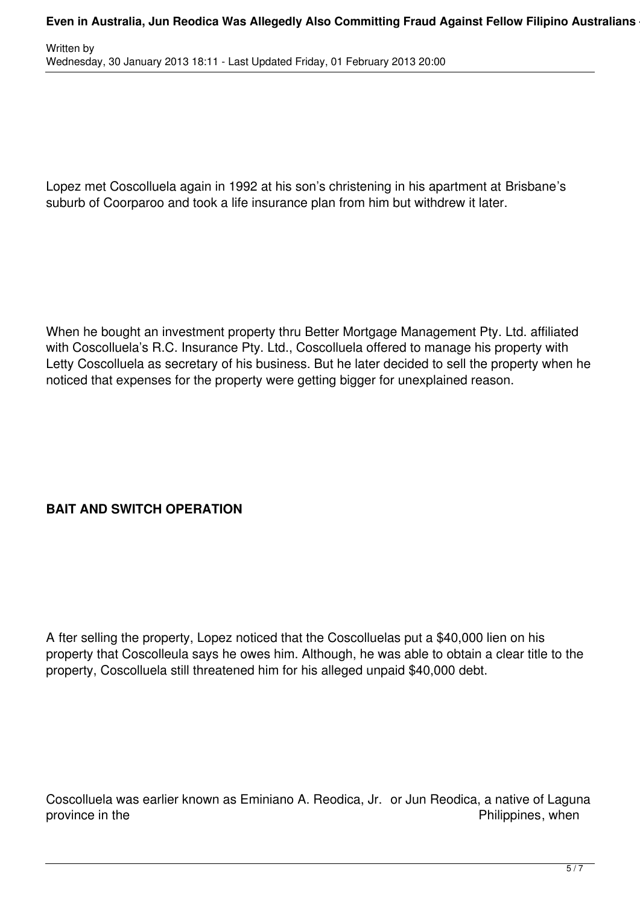Lopez met Coscolluela again in 1992 at his son's christening in his apartment at Brisbane's suburb of Coorparoo and took a life insurance plan from him but withdrew it later.

When he bought an investment property thru Better Mortgage Management Pty. Ltd. affiliated with Coscolluela's R.C. Insurance Pty. Ltd., Coscolluela offered to manage his property with Letty Coscolluela as secretary of his business. But he later decided to sell the property when he noticed that expenses for the property were getting bigger for unexplained reason.

**BAIT AND SWITCH OPERATION**

A fter selling the property, Lopez noticed that the Coscolluelas put a $40,000 lien on his property that Coscolleula says he owes him. Although, he was able to obtain a clear title to the property, Coscolluela still threatened him for his alleged unpaid $40,000 debt.

Coscolluela was earlier known as Eminiano A. Reodica, Jr. or Jun Reodica, a native of Laguna province in the Philippines, when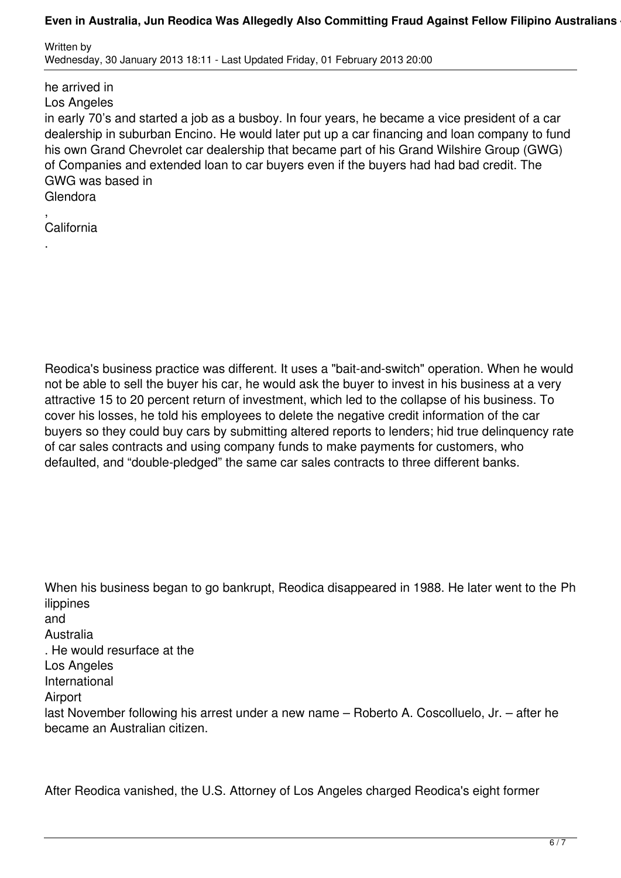he arrived in Los Angeles in early 70's and started a job as a busboy. In four years, he became a vice president of a car dealership in suburban Encino. He would later put up a car financing and loan company to fund his own Grand Chevrolet car dealership that became part of his Grand Wilshire Group (GWG) of Companies and extended loan to car buyers even if the buyers had had bad credit. The GWG was based in Glendora, California.

Reodica's business practice was different. It uses a "bait-and-switch" operation. When he would not be able to sell the buyer his car, he would ask the buyer to invest in his business at a very attractive 15 to 20 percent return of investment, which led to the collapse of his business. To cover his losses, he told his employees to delete the negative credit information of the car buyers so they could buy cars by submitting altered reports to lenders; hid true delinquency rate of car sales contracts and using company funds to make payments for customers, who defaulted, and "double-pledged" the same car sales contracts to three different banks.

When his business began to go bankrupt, Reodica disappeared in 1988. He later went to the Philippines and Australia. He would resurface at the Los Angeles International Airport last November following his arrest under a new name – Roberto A. Coscolluelo, Jr. – after he became an Australian citizen.

After Reodica vanished, the U.S. Attorney of Los Angeles charged Reodica's eight former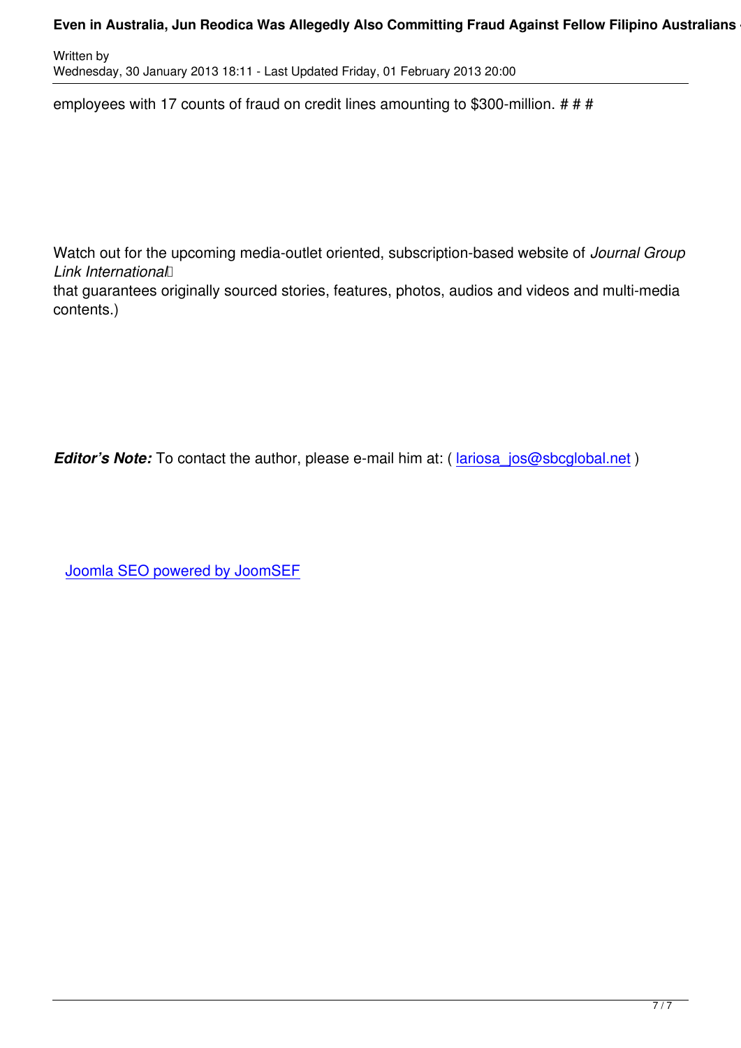employees with 17 counts of fraud on credit lines amounting to $300-million. # # #

Watch out for the upcoming media-outlet oriented, subscription-based website of *Journal Group Link International* that guarantees originally sourced stories, features, photos, audios and videos and multi-media contents.)

***Editor's Note:*** To contact the author, please e-mail him at: ( lariosa_jos@sbcglobal.net )

Joomla SEO powered by JoomSEF